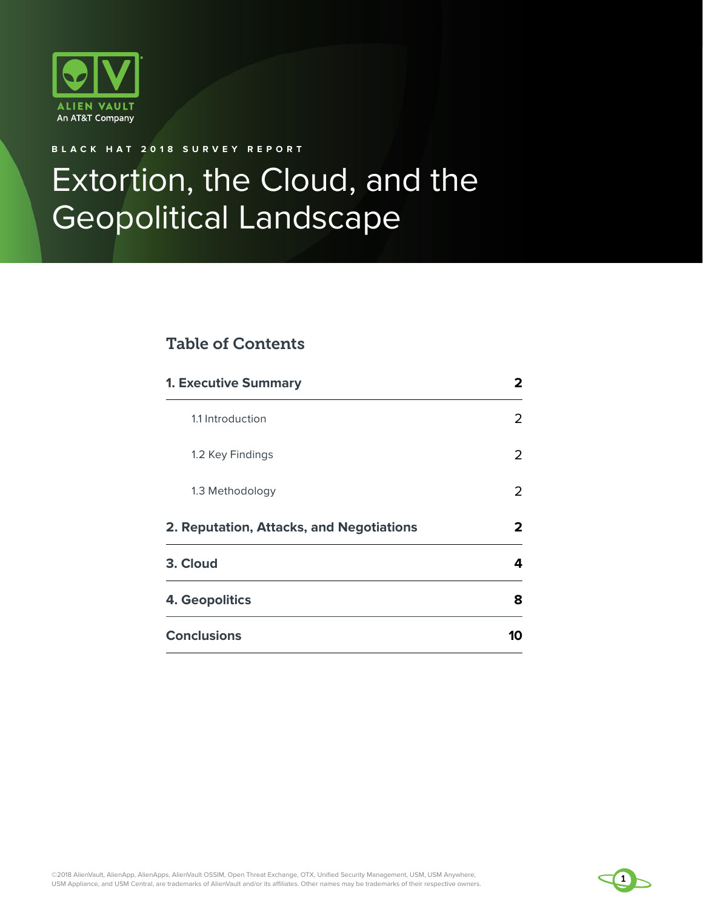ALIEN VAULT
An AT&T Company

BLACK HAT 2018 SURVEY REPORT

# Extortion, the Cloud, and the Geopolitical Landscape

## Table of Contents

| | |
|---|---|
| **1. Executive Summary** | **2** |
| 1.1 Introduction | 2 |
| 1.2 Key Findings | 2 |
| 1.3 Methodology | 2 |
| **2. Reputation, Attacks, and Negotiations** | **2** |
| **3. Cloud** | **4** |
| **4. Geopolitics** | **8** |
| **Conclusions** | **10** |

©2018 AlienVault, AlienApp, AlienApps, AlienVault OSSIM, Open Threat Exchange, OTX, Unified Security Management, USM, USM Anywhere, USM Appliance, and USM Central, are trademarks of AlienVault and/or its affiliates. Other names may be trademarks of their respective owners.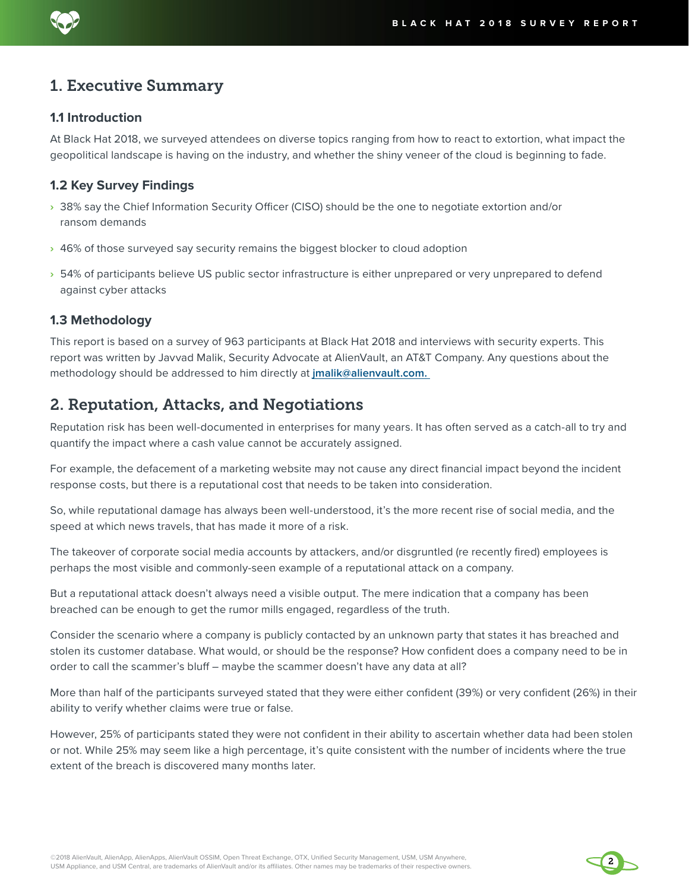# 1. Executive Summary

### 1.1 Introduction

At Black Hat 2018, we surveyed attendees on diverse topics ranging from how to react to extortion, what impact the geopolitical landscape is having on the industry, and whether the shiny veneer of the cloud is beginning to fade.

### 1.2 Key Survey Findings

- 38% say the Chief Information Security Officer (CISO) should be the one to negotiate extortion and/or ransom demands
- 46% of those surveyed say security remains the biggest blocker to cloud adoption
- 54% of participants believe US public sector infrastructure is either unprepared or very unprepared to defend against cyber attacks

### 1.3 Methodology

This report is based on a survey of 963 participants at Black Hat 2018 and interviews with security experts. This report was written by Javvad Malik, Security Advocate at AlienVault, an AT&T Company. Any questions about the methodology should be addressed to him directly at **jmalik@alienvault.com.**

# 2. Reputation, Attacks, and Negotiations

Reputation risk has been well-documented in enterprises for many years. It has often served as a catch-all to try and quantify the impact where a cash value cannot be accurately assigned.

For example, the defacement of a marketing website may not cause any direct financial impact beyond the incident response costs, but there is a reputational cost that needs to be taken into consideration.

So, while reputational damage has always been well-understood, it's the more recent rise of social media, and the speed at which news travels, that has made it more of a risk.

The takeover of corporate social media accounts by attackers, and/or disgruntled (re recently fired) employees is perhaps the most visible and commonly-seen example of a reputational attack on a company.

But a reputational attack doesn't always need a visible output. The mere indication that a company has been breached can be enough to get the rumor mills engaged, regardless of the truth.

Consider the scenario where a company is publicly contacted by an unknown party that states it has breached and stolen its customer database. What would, or should be the response? How confident does a company need to be in order to call the scammer's bluff – maybe the scammer doesn't have any data at all?

More than half of the participants surveyed stated that they were either confident (39%) or very confident (26%) in their ability to verify whether claims were true or false.

However, 25% of participants stated they were not confident in their ability to ascertain whether data had been stolen or not. While 25% may seem like a high percentage, it's quite consistent with the number of incidents where the true extent of the breach is discovered many months later.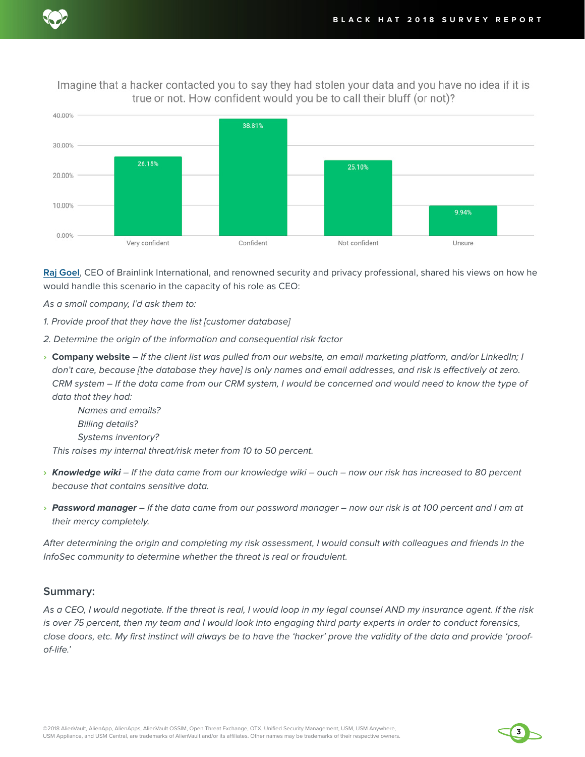Imagine that a hacker contacted you to say they had stolen your data and you have no idea if it is true or not. How confident would you be to call their bluff (or not)?

| Response | Percentage |
| --- | --- |
| Very confident | 26.15% |
| Confident | 38.81% |
| Not confident | 25.10% |
| Unsure | 9.94% |

Raj Goel, CEO of Brainlink International, and renowned security and privacy professional, shared his views on how he would handle this scenario in the capacity of his role as CEO:

*As a small company, I'd ask them to:*

*1. Provide proof that they have the list [customer database]*

*2. Determine the origin of the information and consequential risk factor*

- **Company website** – *If the client list was pulled from our website, an email marketing platform, and/or LinkedIn; I don't care, because [the database they have] is only names and email addresses, and risk is effectively at zero. CRM system – If the data came from our CRM system, I would be concerned and would need to know the type of data that they had:*

  *Names and emails?*
  *Billing details?*
  *Systems inventory?*

  *This raises my internal threat/risk meter from 10 to 50 percent.*

- ***Knowledge wiki*** – *If the data came from our knowledge wiki – ouch – now our risk has increased to 80 percent because that contains sensitive data.*

- ***Password manager*** – *If the data came from our password manager – now our risk is at 100 percent and I am at their mercy completely.*

*After determining the origin and completing my risk assessment, I would consult with colleagues and friends in the InfoSec community to determine whether the threat is real or fraudulent.*

## Summary:

*As a CEO, I would negotiate. If the threat is real, I would loop in my legal counsel AND my insurance agent. If the risk is over 75 percent, then my team and I would look into engaging third party experts in order to conduct forensics, close doors, etc. My first instinct will always be to have the 'hacker' prove the validity of the data and provide 'proof-of-life.'*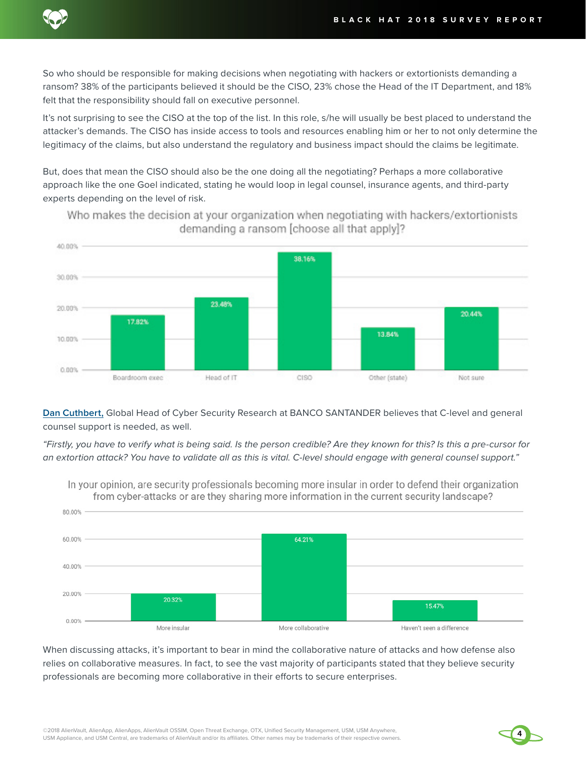So who should be responsible for making decisions when negotiating with hackers or extortionists demanding a ransom? 38% of the participants believed it should be the CISO, 23% chose the Head of the IT Department, and 18% felt that the responsibility should fall on executive personnel.

It's not surprising to see the CISO at the top of the list. In this role, s/he will usually be best placed to understand the attacker's demands. The CISO has inside access to tools and resources enabling him or her to not only determine the legitimacy of the claims, but also understand the regulatory and business impact should the claims be legitimate.

But, does that mean the CISO should also be the one doing all the negotiating? Perhaps a more collaborative approach like the one Goel indicated, stating he would loop in legal counsel, insurance agents, and third-party experts depending on the level of risk.

Who makes the decision at your organization when negotiating with hackers/extortionists demanding a ransom [choose all that apply]?

| Response | Percentage |
|---|---|
| Boardroom exec | 17.82% |
| Head of IT | 23.48% |
| CISO | 38.16% |
| Other (state) | 13.84% |
| Not sure | 20.44% |

Dan Cuthbert, Global Head of Cyber Security Research at BANCO SANTANDER believes that C-level and general counsel support is needed, as well.

*"Firstly, you have to verify what is being said. Is the person credible? Are they known for this? Is this a pre-cursor for an extortion attack? You have to validate all as this is vital. C-level should engage with general counsel support."*

In your opinion, are security professionals becoming more insular in order to defend their organization from cyber-attacks or are they sharing more information in the current security landscape?

| Response | Percentage |
|---|---|
| More insular | 20.32% |
| More collaborative | 64.21% |
| Haven't seen a difference | 15.47% |

When discussing attacks, it's important to bear in mind the collaborative nature of attacks and how defense also relies on collaborative measures. In fact, to see the vast majority of participants stated that they believe security professionals are becoming more collaborative in their efforts to secure enterprises.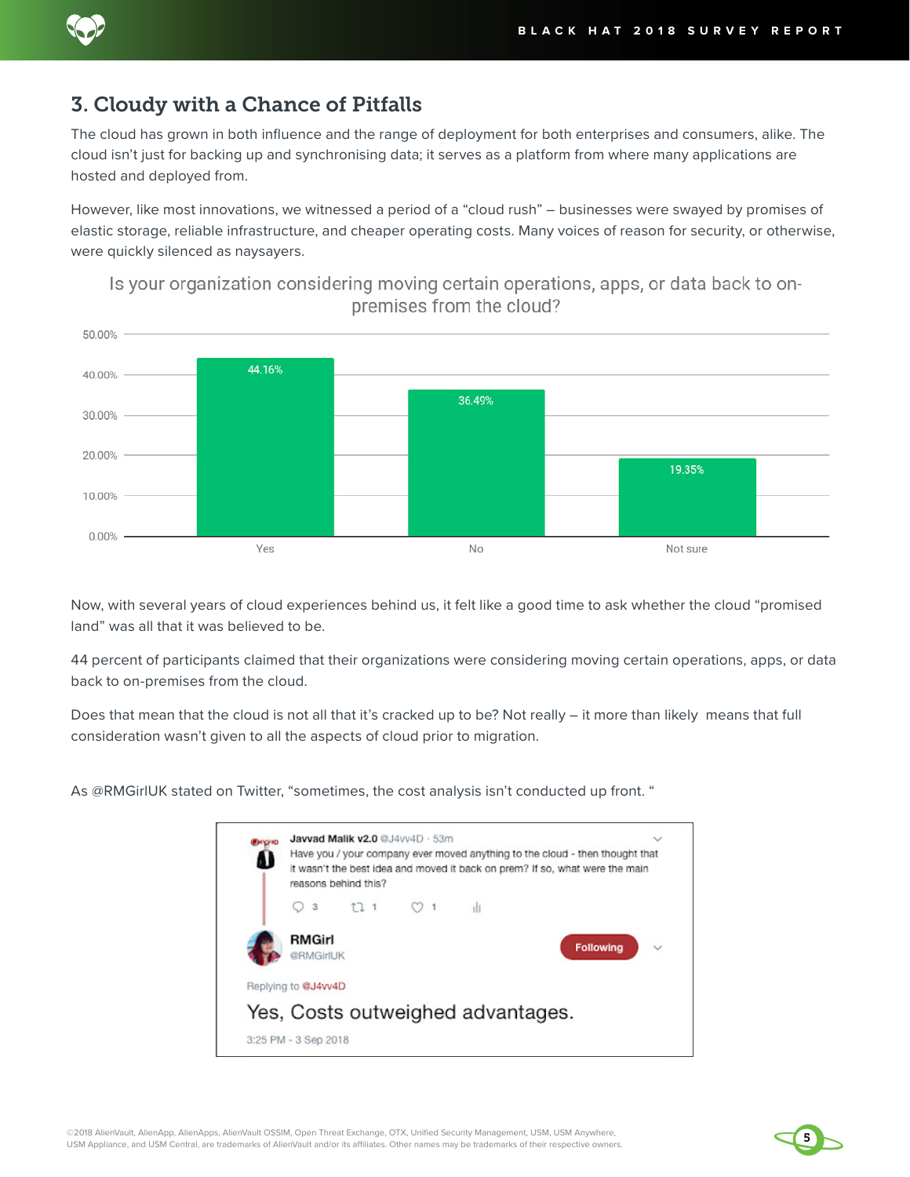## 3. Cloudy with a Chance of Pitfalls

The cloud has grown in both influence and the range of deployment for both enterprises and consumers, alike. The cloud isn't just for backing up and synchronising data; it serves as a platform from where many applications are hosted and deployed from.

However, like most innovations, we witnessed a period of a "cloud rush" – businesses were swayed by promises of elastic storage, reliable infrastructure, and cheaper operating costs. Many voices of reason for security, or otherwise, were quickly silenced as naysayers.

**Is your organization considering moving certain operations, apps, or data back to on-premises from the cloud?**

| Response | Percentage |
| --- | --- |
| Yes | 44.16% |
| No | 36.49% |
| Not sure | 19.35% |

Now, with several years of cloud experiences behind us, it felt like a good time to ask whether the cloud "promised land" was all that it was believed to be.

44 percent of participants claimed that their organizations were considering moving certain operations, apps, or data back to on-premises from the cloud.

Does that mean that the cloud is not all that it's cracked up to be? Not really – it more than likely means that full consideration wasn't given to all the aspects of cloud prior to migration.

As @RMGirlUK stated on Twitter, "sometimes, the cost analysis isn't conducted up front. "

> **Javvad Malik v2.0** @J4vv4D · 53m
> Have you / your company ever moved anything to the cloud - then thought that it wasn't the best idea and moved it back on prem? If so, what were the main reasons behind this?
> 3 · 1 · 1
>
> **RMGirl** @RMGirlUK
> Replying to @J4vv4D
> Yes, Costs outweighed advantages.
> 3:25 PM - 3 Sep 2018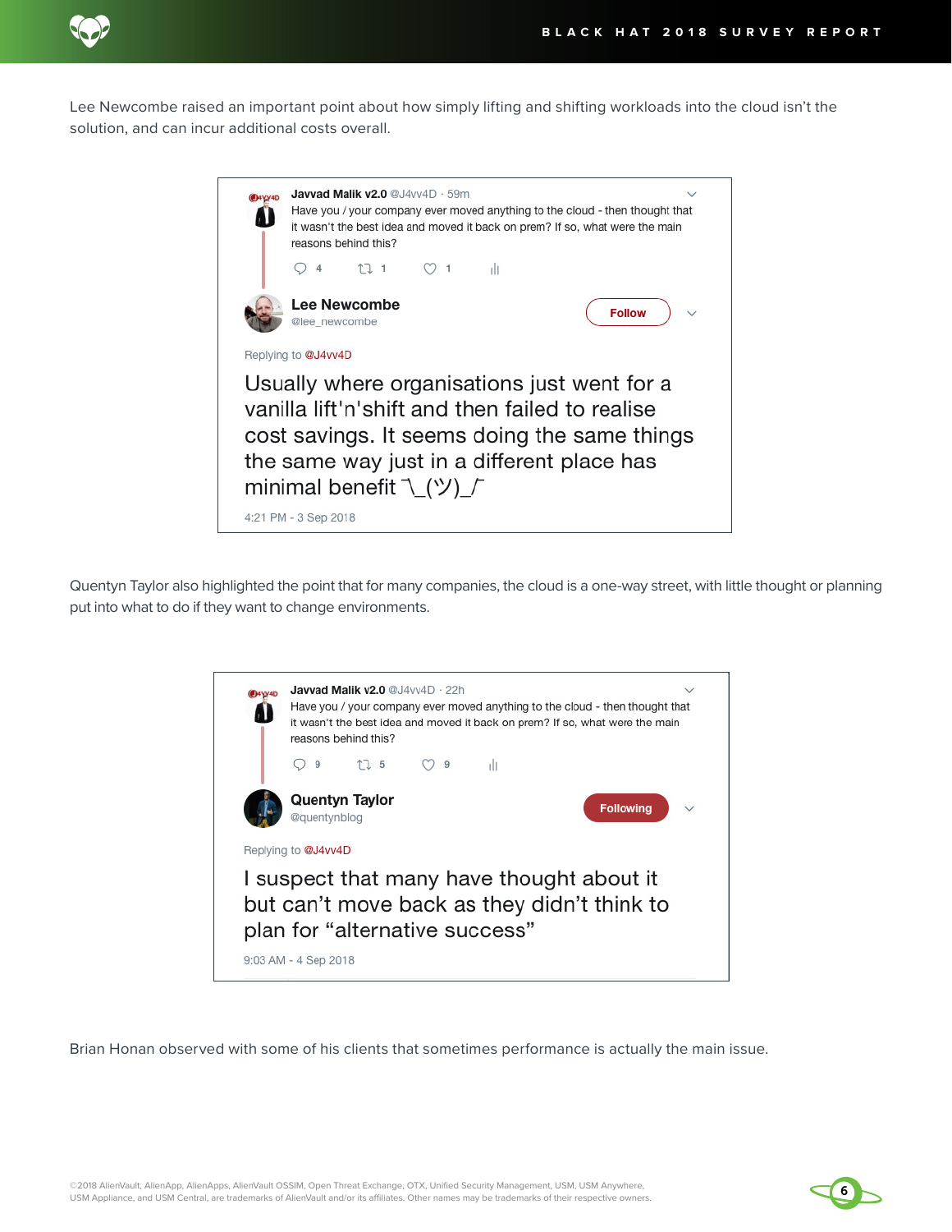Lee Newcombe raised an important point about how simply lifting and shifting workloads into the cloud isn't the solution, and can incur additional costs overall.

> **Javvad Malik v2.0** @J4vv4D · 59m
>
> Have you / your company ever moved anything to the cloud - then thought that it wasn't the best idea and moved it back on prem? If so, what were the main reasons behind this?
>
> 4 · 1 · 1
>
> **Lee Newcombe**
> @lee_newcombe
>
> Follow
>
> Replying to @J4vv4D
>
> Usually where organisations just went for a vanilla lift'n'shift and then failed to realise cost savings. It seems doing the same things the same way just in a different place has minimal benefit ¯\_(ツ)_/¯
>
> 4:21 PM - 3 Sep 2018

Quentyn Taylor also highlighted the point that for many companies, the cloud is a one-way street, with little thought or planning put into what to do if they want to change environments.

> **Javvad Malik v2.0** @J4vv4D · 22h
>
> Have you / your company ever moved anything to the cloud - then thought that it wasn't the best idea and moved it back on prem? If so, what were the main reasons behind this?
>
> 9 · 5 · 9
>
> **Quentyn Taylor**
> @quentynblog
>
> Following
>
> Replying to @J4vv4D
>
> I suspect that many have thought about it but can't move back as they didn't think to plan for "alternative success"
>
> 9:03 AM - 4 Sep 2018

Brian Honan observed with some of his clients that sometimes performance is actually the main issue.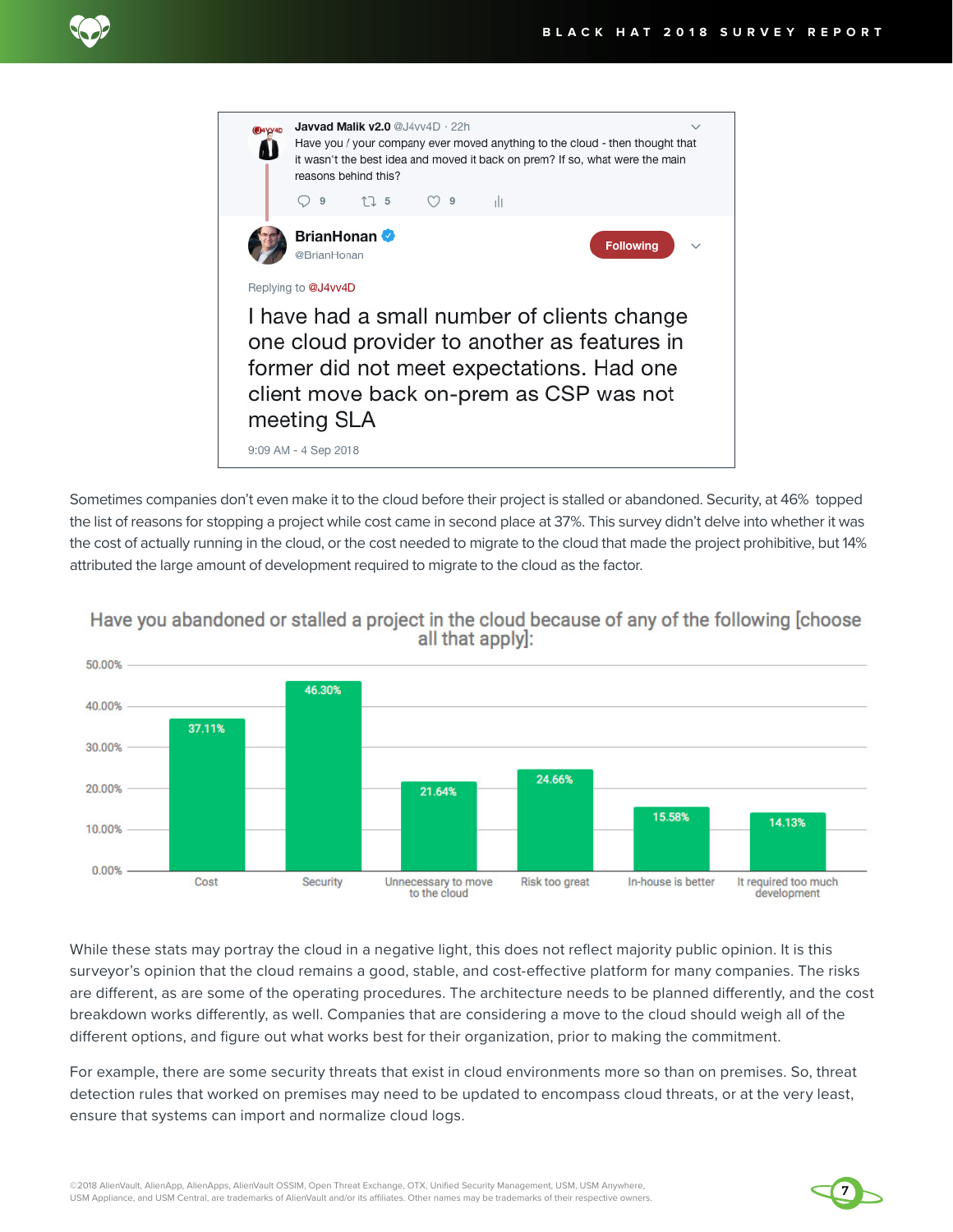> **Javvad Malik v2.0** @J4vv4D · 22h
> Have you / your company ever moved anything to the cloud - then thought that it wasn't the best idea and moved it back on prem? If so, what were the main reasons behind this?
>
> 9 5 9

> **BrianHonan** @BrianHonan
>
> Replying to @J4vv4D
>
> I have had a small number of clients change one cloud provider to another as features in former did not meet expectations. Had one client move back on-prem as CSP was not meeting SLA
>
> 9:09 AM - 4 Sep 2018

Sometimes companies don't even make it to the cloud before their project is stalled or abandoned. Security, at 46% topped the list of reasons for stopping a project while cost came in second place at 37%. This survey didn't delve into whether it was the cost of actually running in the cloud, or the cost needed to migrate to the cloud that made the project prohibitive, but 14% attributed the large amount of development required to migrate to the cloud as the factor.

**Have you abandoned or stalled a project in the cloud because of any of the following [choose all that apply]:**

| Reason | Percentage |
|---|---|
| Cost | 37.11% |
| Security | 46.30% |
| Unnecessary to move to the cloud | 21.64% |
| Risk too great | 24.66% |
| In-house is better | 15.58% |
| It required too much development | 14.13% |

While these stats may portray the cloud in a negative light, this does not reflect majority public opinion. It is this surveyor's opinion that the cloud remains a good, stable, and cost-effective platform for many companies. The risks are different, as are some of the operating procedures. The architecture needs to be planned differently, and the cost breakdown works differently, as well. Companies that are considering a move to the cloud should weigh all of the different options, and figure out what works best for their organization, prior to making the commitment.

For example, there are some security threats that exist in cloud environments more so than on premises. So, threat detection rules that worked on premises may need to be updated to encompass cloud threats, or at the very least, ensure that systems can import and normalize cloud logs.

©2018 AlienVault, AlienApp, AlienApps, AlienVault OSSIM, Open Threat Exchange, OTX, Unified Security Management, USM, USM Anywhere, USM Appliance, and USM Central, are trademarks of AlienVault and/or its affiliates. Other names may be trademarks of their respective owners.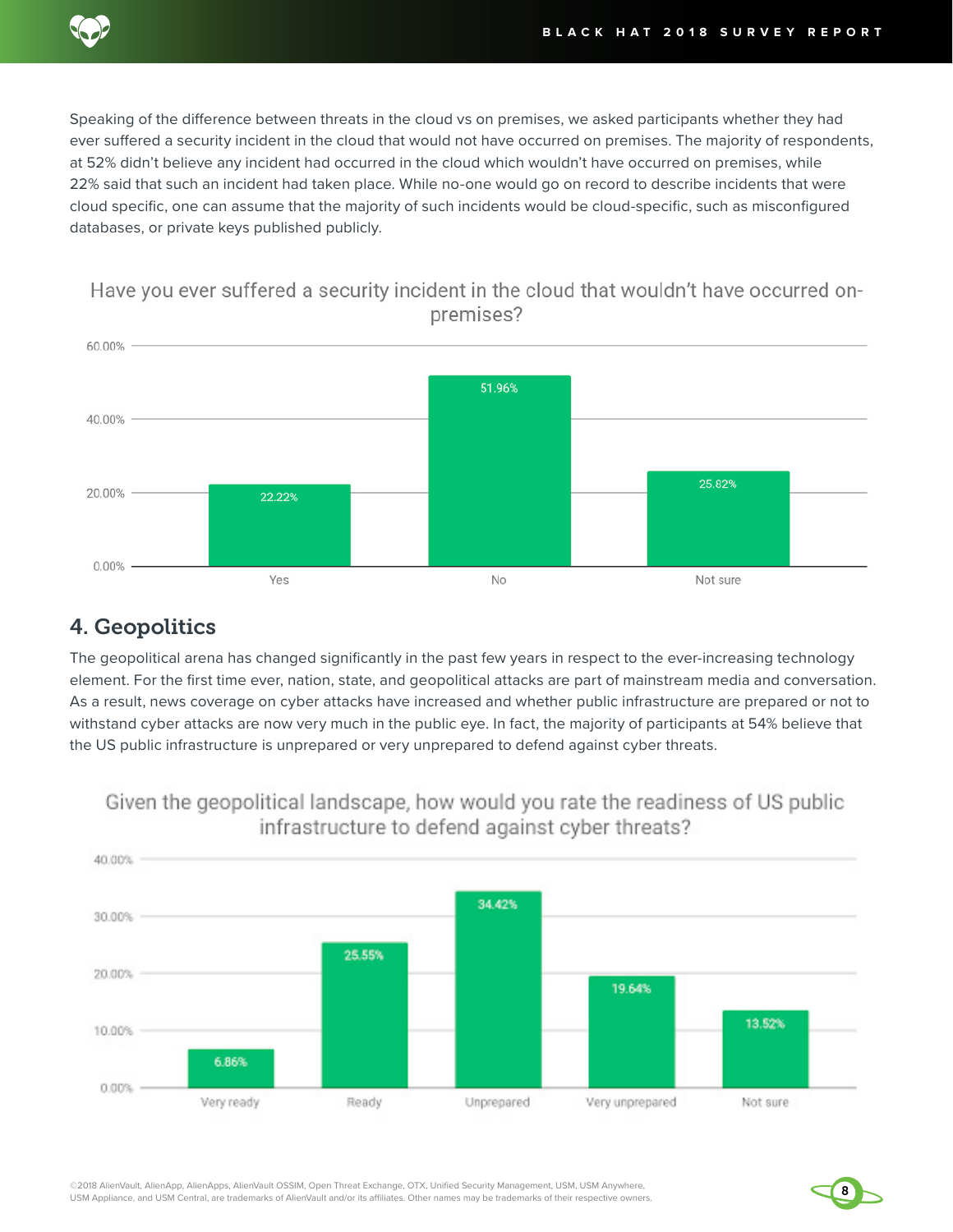Speaking of the difference between threats in the cloud vs on premises, we asked participants whether they had ever suffered a security incident in the cloud that would not have occurred on premises. The majority of respondents, at 52% didn't believe any incident had occurred in the cloud which wouldn't have occurred on premises, while 22% said that such an incident had taken place. While no-one would go on record to describe incidents that were cloud specific, one can assume that the majority of such incidents would be cloud-specific, such as misconfigured databases, or private keys published publicly.

**Have you ever suffered a security incident in the cloud that wouldn't have occurred on-premises?**

| Response | Percentage |
| --- | --- |
| Yes | 22.22% |
| No | 51.96% |
| Not sure | 25.82% |

## 4. Geopolitics

The geopolitical arena has changed significantly in the past few years in respect to the ever-increasing technology element. For the first time ever, nation, state, and geopolitical attacks are part of mainstream media and conversation. As a result, news coverage on cyber attacks have increased and whether public infrastructure are prepared or not to withstand cyber attacks are now very much in the public eye. In fact, the majority of participants at 54% believe that the US public infrastructure is unprepared or very unprepared to defend against cyber threats.

**Given the geopolitical landscape, how would you rate the readiness of US public infrastructure to defend against cyber threats?**

| Response | Percentage |
| --- | --- |
| Very ready | 6.86% |
| Ready | 25.55% |
| Unprepared | 34.42% |
| Very unprepared | 19.64% |
| Not sure | 13.52% |

©2018 AlienVault, AlienApp, AlienApps, AlienVault OSSIM, Open Threat Exchange, OTX, Unified Security Management, USM, USM Anywhere, USM Appliance, and USM Central, are trademarks of AlienVault and/or its affiliates. Other names may be trademarks of their respective owners.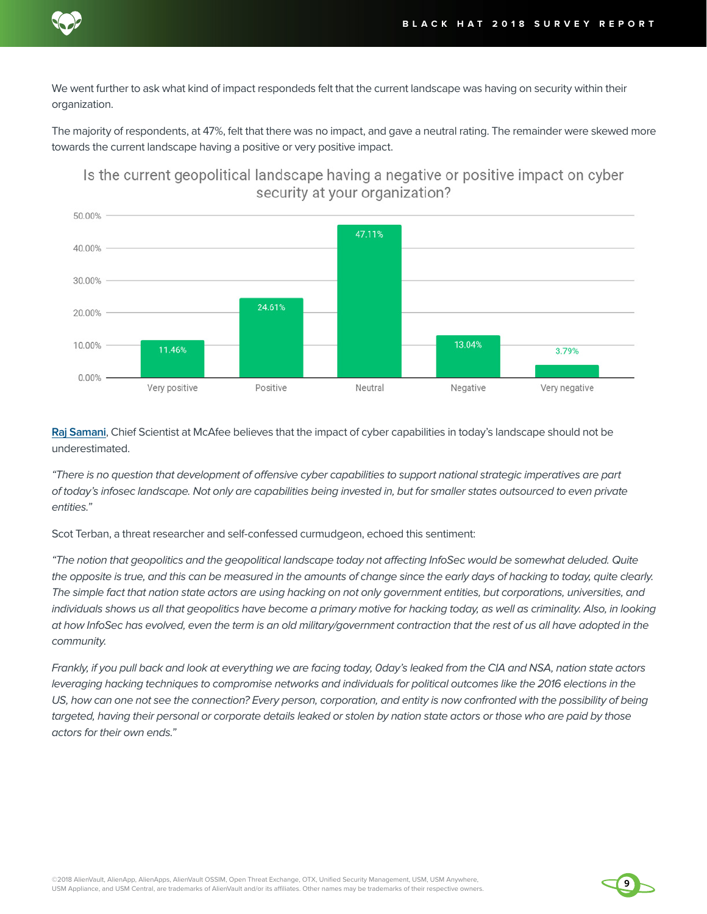We went further to ask what kind of impact respondeds felt that the current landscape was having on security within their organization.

The majority of respondents, at 47%, felt that there was no impact, and gave a neutral rating. The remainder were skewed more towards the current landscape having a positive or very positive impact.

**Is the current geopolitical landscape having a negative or positive impact on cyber security at your organization?**

| Response | Percentage |
|---|---|
| Very positive | 11.46% |
| Positive | 24.61% |
| Neutral | 47.11% |
| Negative | 13.04% |
| Very negative | 3.79% |

[Raj Samani], Chief Scientist at McAfee believes that the impact of cyber capabilities in today's landscape should not be underestimated.

*"There is no question that development of offensive cyber capabilities to support national strategic imperatives are part of today's infosec landscape. Not only are capabilities being invested in, but for smaller states outsourced to even private entities."*

Scot Terban, a threat researcher and self-confessed curmudgeon, echoed this sentiment:

*"The notion that geopolitics and the geopolitical landscape today not affecting InfoSec would be somewhat deluded. Quite the opposite is true, and this can be measured in the amounts of change since the early days of hacking to today, quite clearly. The simple fact that nation state actors are using hacking on not only government entities, but corporations, universities, and individuals shows us all that geopolitics have become a primary motive for hacking today, as well as criminality. Also, in looking at how InfoSec has evolved, even the term is an old military/government contraction that the rest of us all have adopted in the community.*

*Frankly, if you pull back and look at everything we are facing today, 0day's leaked from the CIA and NSA, nation state actors leveraging hacking techniques to compromise networks and individuals for political outcomes like the 2016 elections in the US, how can one not see the connection? Every person, corporation, and entity is now confronted with the possibility of being targeted, having their personal or corporate details leaked or stolen by nation state actors or those who are paid by those actors for their own ends."*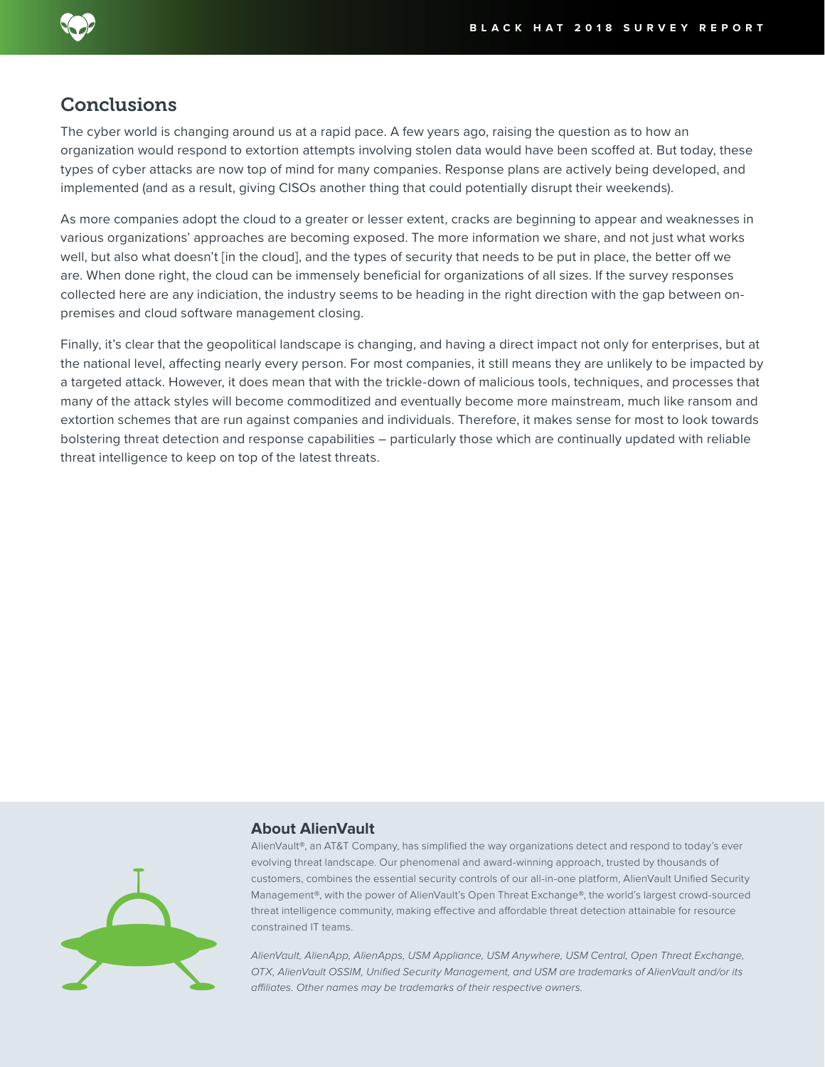## Conclusions

The cyber world is changing around us at a rapid pace. A few years ago, raising the question as to how an organization would respond to extortion attempts involving stolen data would have been scoffed at. But today, these types of cyber attacks are now top of mind for many companies. Response plans are actively being developed, and implemented (and as a result, giving CISOs another thing that could potentially disrupt their weekends).

As more companies adopt the cloud to a greater or lesser extent, cracks are beginning to appear and weaknesses in various organizations' approaches are becoming exposed. The more information we share, and not just what works well, but also what doesn't [in the cloud], and the types of security that needs to be put in place, the better off we are. When done right, the cloud can be immensely beneficial for organizations of all sizes. If the survey responses collected here are any indiciation, the industry seems to be heading in the right direction with the gap between on-premises and cloud software management closing.

Finally, it's clear that the geopolitical landscape is changing, and having a direct impact not only for enterprises, but at the national level, affecting nearly every person. For most companies, it still means they are unlikely to be impacted by a targeted attack. However, it does mean that with the trickle-down of malicious tools, techniques, and processes that many of the attack styles will become commoditized and eventually become more mainstream, much like ransom and extortion schemes that are run against companies and individuals. Therefore, it makes sense for most to look towards bolstering threat detection and response capabilities – particularly those which are continually updated with reliable threat intelligence to keep on top of the latest threats.

### About AlienVault

AlienVault®, an AT&T Company, has simplified the way organizations detect and respond to today's ever evolving threat landscape. Our phenomenal and award-winning approach, trusted by thousands of customers, combines the essential security controls of our all-in-one platform, AlienVault Unified Security Management®, with the power of AlienVault's Open Threat Exchange®, the world's largest crowd-sourced threat intelligence community, making effective and affordable threat detection attainable for resource constrained IT teams.

*AlienVault, AlienApp, AlienApps, USM Appliance, USM Anywhere, USM Central, Open Threat Exchange, OTX, AlienVault OSSIM, Unified Security Management, and USM are trademarks of AlienVault and/or its affiliates. Other names may be trademarks of their respective owners.*